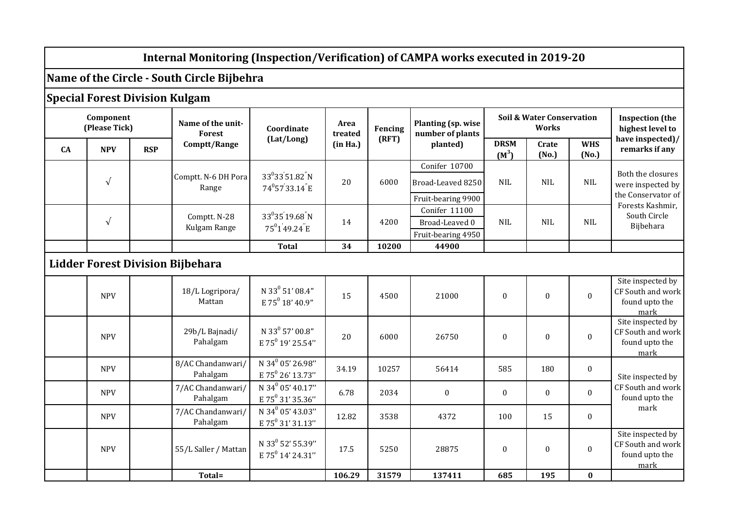# Internal Monitoring (Inspection/Verification) of CAMPA works executed in 2019-20

## Name of the Circle - South Circle Bijbehra

### Special Forest Division Kulgam

| Component (Please Tick) | | | Name of the unit-Forest Comptt/Range | Coordinate (Lat/Long) | Area treated (in Ha.) | Fencing (RFT) | Planting (sp. wise number of plants planted) | Soil & Water Conservation Works | | | Inspection (the highest level to have inspected)/ remarks if any |
|---|---|---|---|---|---|---|---|---|---|---|---|
| CA | NPV | RSP | | | | | | DRSM ($M^3$) | Crate (No.) | WHS (No.) | |
| | √ | | Comptt. N-6 DH Pora Range | $33^0 33' 51.82''$N $74^0 57' 33.14''$E | 20 | 6000 | Conifer 10700<br>Broad-Leaved 8250<br>Fruit-bearing 9900 | NIL | NIL | NIL | Both the closures were inspected by the Conservator of Forests Kashmir, South Circle Bijbehara |
| | √ | | Comptt. N-28 Kulgam Range | $33^0 35' 19.68''$N $75^0 1' 49.24''$E | 14 | 4200 | Conifer 11100<br>Broad-Leaved 0<br>Fruit-bearing 4950 | NIL | NIL | NIL | |
| | | | | **Total** | **34** | **10200** | **44900** | | | | |

### Lidder Forest Division Bijbehara

| CA | NPV | RSP | Name of the unit-Forest Comptt/Range | Coordinate (Lat/Long) | Area treated (in Ha.) | Fencing (RFT) | Planting (sp. wise number of plants planted) | DRSM ($M^3$) | Crate (No.) | WHS (No.) | Inspection (the highest level to have inspected)/ remarks if any |
|---|---|---|---|---|---|---|---|---|---|---|---|
| | NPV | | 18/L Logripora/ Mattan | N $33^0$ 51' 08.4" E $75^0$ 18' 40.9" | 15 | 4500 | 21000 | 0 | 0 | 0 | Site inspected by CF South and work found upto the mark |
| | NPV | | 29b/L Bajnadi/ Pahalgam | N $33^0$ 57' 00.8" E $75^0$ 19' 25.54" | 20 | 6000 | 26750 | 0 | 0 | 0 | Site inspected by CF South and work found upto the mark |
| | NPV | | 8/AC Chandanwari/ Pahalgam | N $34^0$ 05' 26.98" E $75^0$ 26' 13.73" | 34.19 | 10257 | 56414 | 585 | 180 | 0 | Site inspected by CF South and work found upto the mark |
| | NPV | | 7/AC Chandanwari/ Pahalgam | N $34^0$ 05' 40.17" E $75^0$ 31' 35.36" | 6.78 | 2034 | 0 | 0 | 0 | 0 | |
| | NPV | | 7/AC Chandanwari/ Pahalgam | N $34^0$ 05' 43.03" E $75^0$ 31' 31.13" | 12.82 | 3538 | 4372 | 100 | 15 | 0 | |
| | NPV | | 55/L Saller / Mattan | N $33^0$ 52' 55.39" E $75^0$ 14' 24.31" | 17.5 | 5250 | 28875 | 0 | 0 | 0 | Site inspected by CF South and work found upto the mark |
| | | | **Total=** | | **106.29** | **31579** | **137411** | **685** | **195** | **0** | |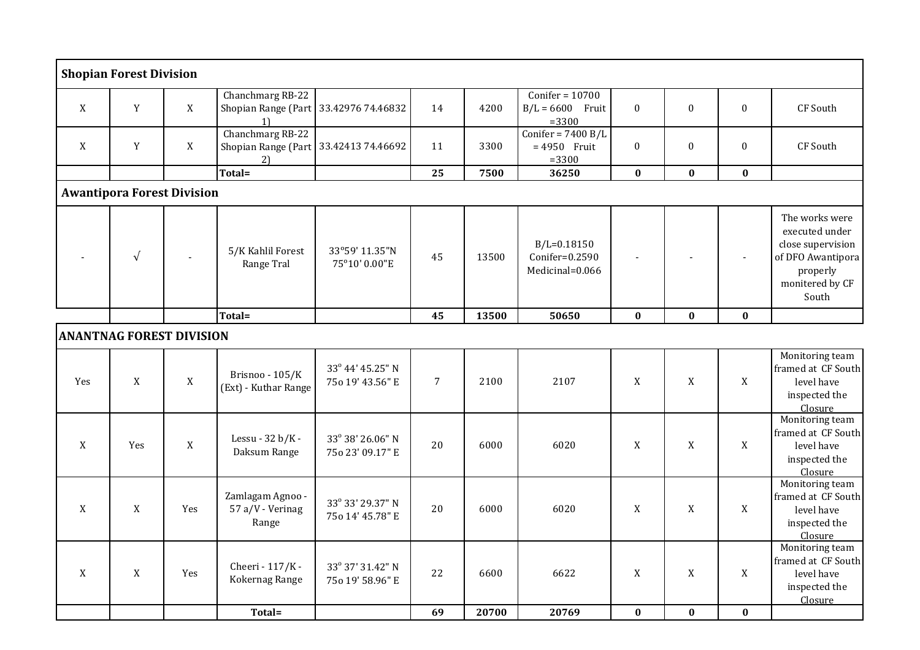| | | | | | | | | | | | |
|---|---|---|---|---|---|---|---|---|---|---|---|
| **Shopian Forest Division** | | | | | | | | | | | |
| X | Y | X | Chanchmarg RB-22 Shopian Range (Part 1) | 33.42976 74.46832 | 14 | 4200 | Conifer = 10700 B/L = 6600 Fruit =3300 | 0 | 0 | 0 | CF South |
| X | Y | X | Chanchmarg RB-22 Shopian Range (Part 2) | 33.42413 74.46692 | 11 | 3300 | Conifer = 7400 B/L = 4950 Fruit =3300 | 0 | 0 | 0 | CF South |
| | | | **Total=** | | **25** | **7500** | **36250** | **0** | **0** | **0** | |
| **Awantipora Forest Division** | | | | | | | | | | | |
| - | √ | - | 5/K Kahlil Forest Range Tral | 33°59' 11.35"N 75°10' 0.00"E | 45 | 13500 | B/L=0.18150 Conifer=0.2590 Medicinal=0.066 | - | - | - | The works were executed under close supervision of DFO Awantipora properly monitered by CF South |
| | | | **Total=** | | **45** | **13500** | **50650** | **0** | **0** | **0** | |
| **ANANTNAG FOREST DIVISION** | | | | | | | | | | | |
| Yes | X | X | Brisnoo - 105/K (Ext) - Kuthar Range | 33° 44' 45.25" N 75o 19' 43.56" E | 7 | 2100 | 2107 | X | X | X | Monitoring team framed at CF South level have inspected the Closure |
| X | Yes | X | Lessu - 32 b/K - Daksum Range | 33° 38' 26.06" N 75o 23' 09.17" E | 20 | 6000 | 6020 | X | X | X | Monitoring team framed at CF South level have inspected the Closure |
| X | X | Yes | Zamlagam Agnoo - 57 a/V - Verinag Range | 33° 33' 29.37" N 75o 14' 45.78" E | 20 | 6000 | 6020 | X | X | X | Monitoring team framed at CF South level have inspected the Closure |
| X | X | Yes | Cheeri - 117/K - Kokernag Range | 33° 37' 31.42" N 75o 19' 58.96" E | 22 | 6600 | 6622 | X | X | X | Monitoring team framed at CF South level have inspected the Closure |
| | | | **Total=** | | **69** | **20700** | **20769** | **0** | **0** | **0** | |